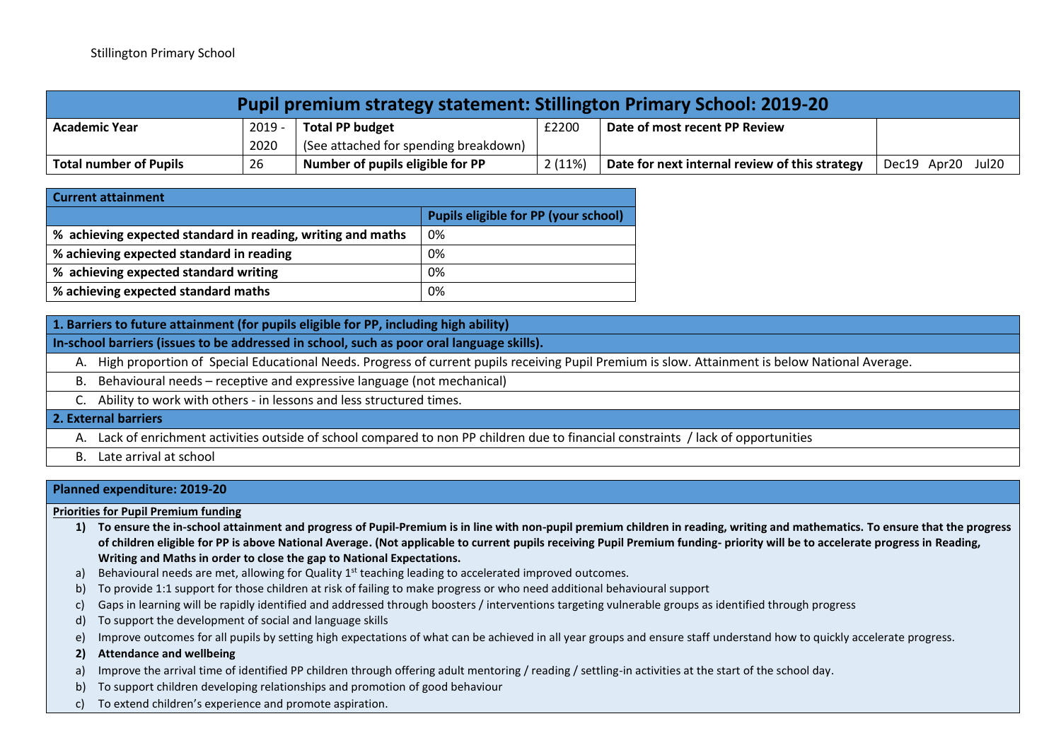Stillington Primary School

| Pupil premium strategy statement: Stillington Primary School: 2019-20 | | | | | |
|---|---|---|---|---|---|
| **Academic Year** | 2019 - 2020 | **Total PP budget** (See attached for spending breakdown) | £2200 | **Date of most recent PP Review** | |
| **Total number of Pupils** | 26 | **Number of pupils eligible for PP** | 2 (11%) | **Date for next internal review of this strategy** | Dec19 Apr20 Jul20 |

| **Current attainment** | |
|---|---|
| | **Pupils eligible for PP (your school)** |
| **% achieving expected standard in reading, writing and maths** | 0% |
| **% achieving expected standard in reading** | 0% |
| **% achieving expected standard writing** | 0% |
| **% achieving expected standard maths** | 0% |

**1. Barriers to future attainment (for pupils eligible for PP, including high ability)**

**In-school barriers (issues to be addressed in school, such as poor oral language skills).**

A. High proportion of Special Educational Needs. Progress of current pupils receiving Pupil Premium is slow. Attainment is below National Average.

B. Behavioural needs – receptive and expressive language (not mechanical)

C. Ability to work with others - in lessons and less structured times.

**2. External barriers**

A. Lack of enrichment activities outside of school compared to non PP children due to financial constraints / lack of opportunities

B. Late arrival at school

**Planned expenditure: 2019-20**

**Priorities for Pupil Premium funding**

1) **To ensure the in-school attainment and progress of Pupil-Premium is in line with non-pupil premium children in reading, writing and mathematics. To ensure that the progress of children eligible for PP is above National Average. (Not applicable to current pupils receiving Pupil Premium funding- priority will be to accelerate progress in Reading, Writing and Maths in order to close the gap to National Expectations.**

a) Behavioural needs are met, allowing for Quality 1st teaching leading to accelerated improved outcomes.

b) To provide 1:1 support for those children at risk of failing to make progress or who need additional behavioural support

c) Gaps in learning will be rapidly identified and addressed through boosters / interventions targeting vulnerable groups as identified through progress

d) To support the development of social and language skills

e) Improve outcomes for all pupils by setting high expectations of what can be achieved in all year groups and ensure staff understand how to quickly accelerate progress.

2) **Attendance and wellbeing**

a) Improve the arrival time of identified PP children through offering adult mentoring / reading / settling-in activities at the start of the school day.

b) To support children developing relationships and promotion of good behaviour

c) To extend children's experience and promote aspiration.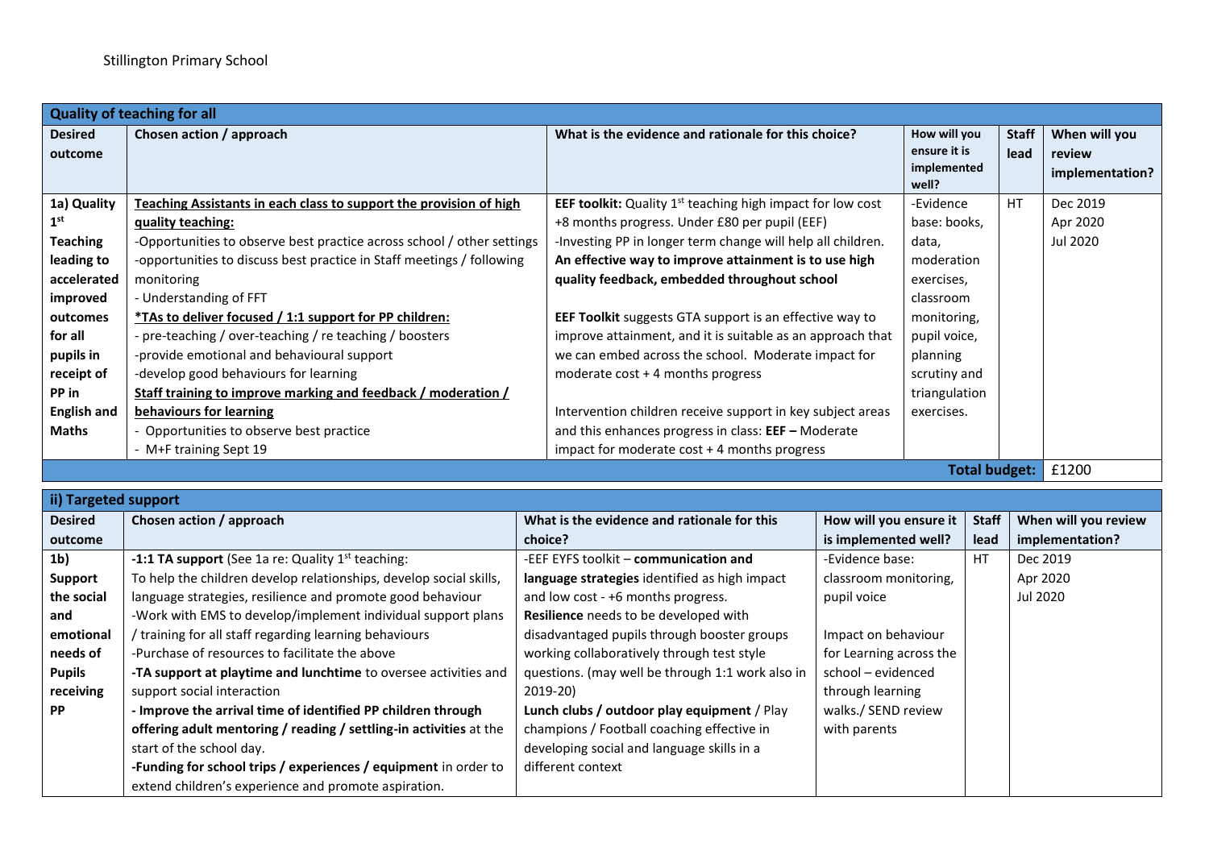Stillington Primary School

| Quality of teaching for all | | | | | |
|---|---|---|---|---|---|
| **Desired outcome** | **Chosen action / approach** | **What is the evidence and rationale for this choice?** | **How will you ensure it is implemented well?** | **Staff lead** | **When will you review implementation?** |
| 1a) Quality 1st Teaching leading to accelerated improved outcomes for all pupils in receipt of PP in English and Maths | **Teaching Assistants in each class to support the provision of high quality teaching:**<br>-Opportunities to observe best practice across school / other settings<br>-opportunities to discuss best practice in Staff meetings / following monitoring<br>- Understanding of FFT<br>***TAs to deliver focused / 1:1 support for PP children:**<br>- pre-teaching / over-teaching / re teaching / boosters<br>-provide emotional and behavioural support<br>-develop good behaviours for learning<br>**Staff training to improve marking and feedback / moderation / behaviours for learning**<br>- Opportunities to observe best practice<br>- M+F training Sept 19 | **EEF toolkit:** Quality 1st teaching high impact for low cost +8 months progress. Under £80 per pupil (EEF)<br>-Investing PP in longer term change will help all children.<br>**An effective way to improve attainment is to use high quality feedback, embedded throughout school**<br><br>**EEF Toolkit** suggests GTA support is an effective way to improve attainment, and it is suitable as an approach that we can embed across the school. Moderate impact for moderate cost + 4 months progress<br><br>Intervention children receive support in key subject areas and this enhances progress in class: **EEF –** Moderate impact for moderate cost + 4 months progress | -Evidence base: books, data, moderation exercises, classroom monitoring, pupil voice, planning scrutiny and triangulation exercises. | HT | Dec 2019<br>Apr 2020<br>Jul 2020 |
| | | | | **Total budget:** | £1200 |

| ii) Targeted support | | | | | |
|---|---|---|---|---|---|
| **Desired outcome** | **Chosen action / approach** | **What is the evidence and rationale for this choice?** | **How will you ensure it is implemented well?** | **Staff lead** | **When will you review implementation?** |
| **1b) Support the social and emotional needs of Pupils receiving PP** | **-1:1 TA support** (See 1a re: Quality 1st teaching:<br>To help the children develop relationships, develop social skills, language strategies, resilience and promote good behaviour<br>-Work with EMS to develop/implement individual support plans / training for all staff regarding learning behaviours<br>-Purchase of resources to facilitate the above<br>**-TA support at playtime and lunchtime** to oversee activities and support social interaction<br>**- Improve the arrival time of identified PP children through offering adult mentoring / reading / settling-in activities** at the start of the school day.<br>**-Funding for school trips / experiences / equipment** in order to extend children's experience and promote aspiration. | -EEF EYFS toolkit – **communication and language strategies** identified as high impact and low cost - +6 months progress.<br>**Resilience** needs to be developed with disadvantaged pupils through booster groups working collaboratively through test style questions. (may well be through 1:1 work also in 2019-20)<br>**Lunch clubs / outdoor play equipment** / Play champions / Football coaching effective in developing social and language skills in a different context | -Evidence base: classroom monitoring, pupil voice<br><br>Impact on behaviour for Learning across the school – evidenced through learning walks./ SEND review with parents | HT | Dec 2019<br>Apr 2020<br>Jul 2020 |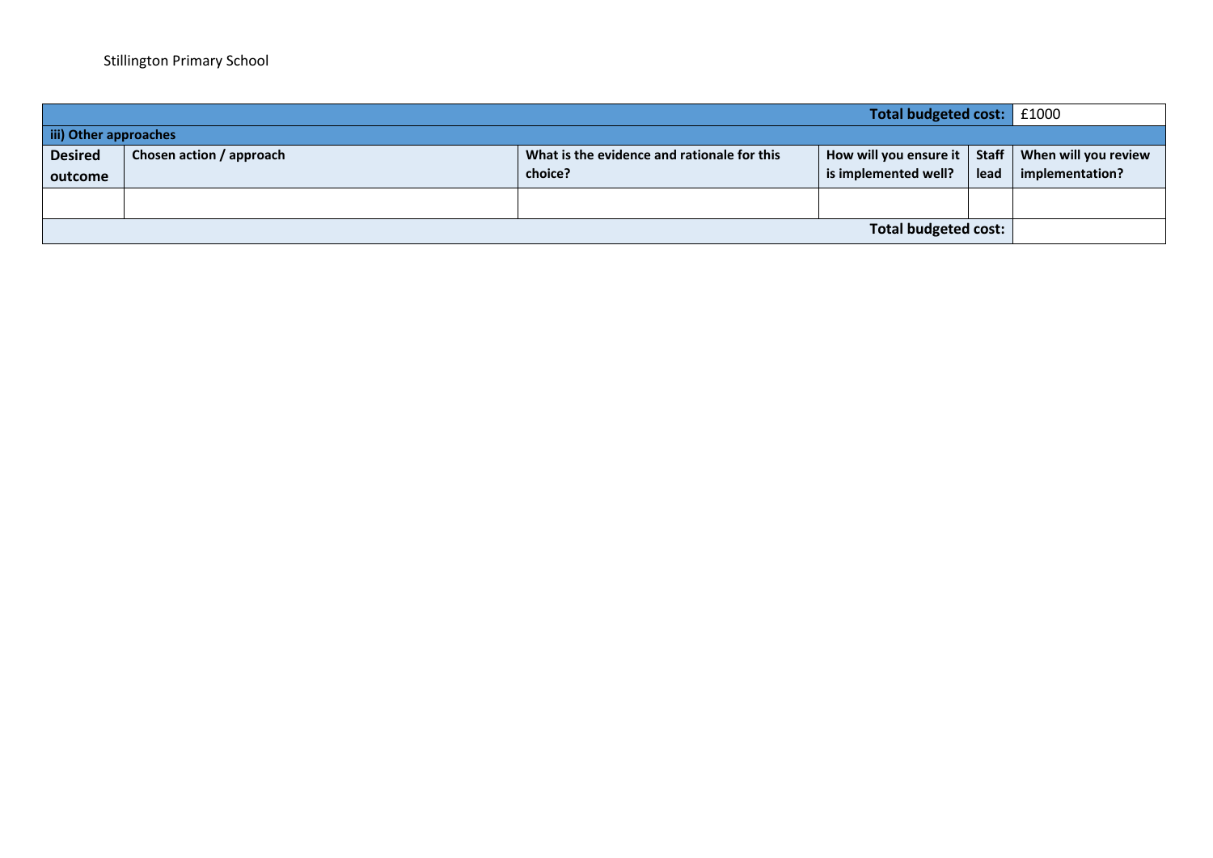Stillington Primary School

| | | | | | |
|---|---|---|---|---|---|
| | | | | **Total budgeted cost:** | £1000 |
| **iii) Other approaches** | | | | | |
| **Desired outcome** | **Chosen action / approach** | **What is the evidence and rationale for this choice?** | **How will you ensure it is implemented well?** | **Staff lead** | **When will you review implementation?** |
| | | | | | |
| | | | | **Total budgeted cost:** | |